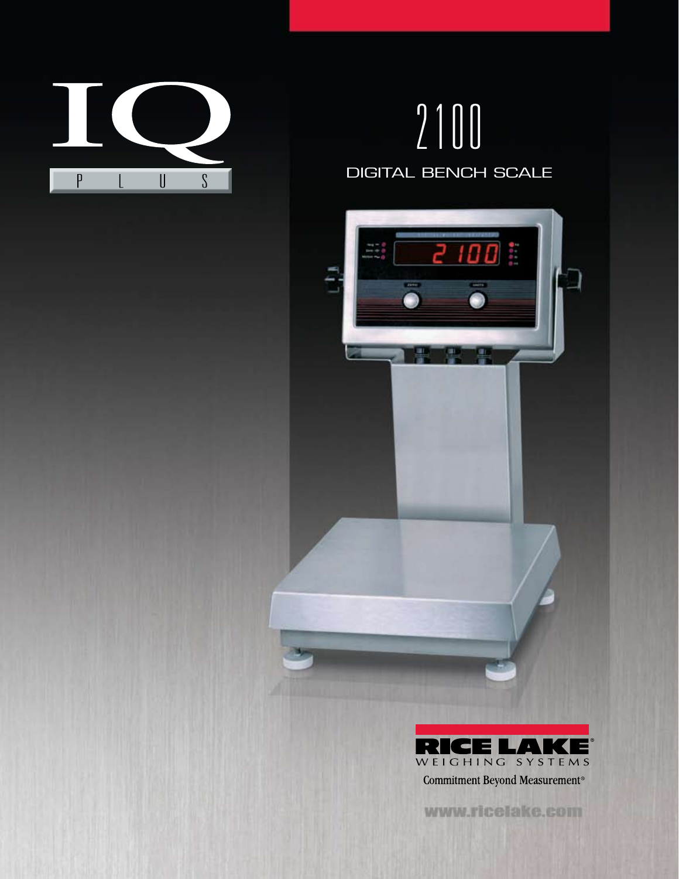# IQ PLUS

# 2100

## DIGITAL BENCH SCALE

RICE LAKE WEIGHING SYSTEMS

Commitment Beyond Measurement®

www.ricelake.com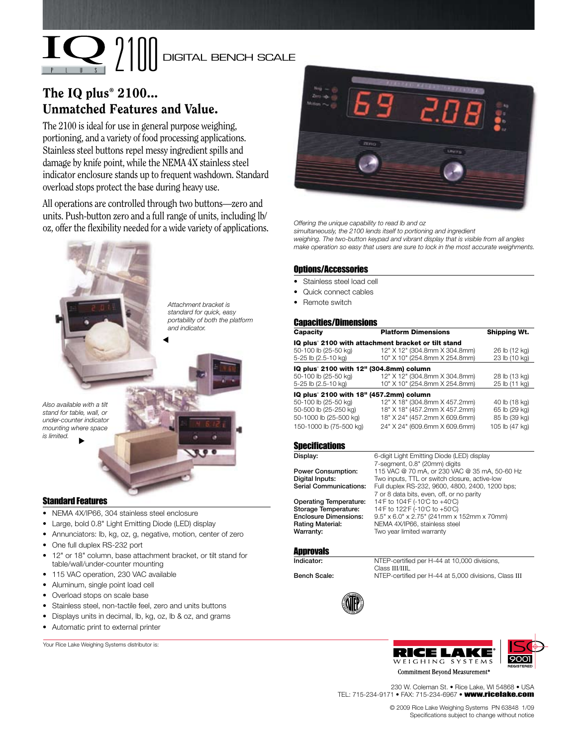# IQ PLUS 2100 DIGITAL BENCH SCALE

## The IQ plus® 2100... Unmatched Features and Value.

The 2100 is ideal for use in general purpose weighing, portioning, and a variety of food processing applications. Stainless steel buttons repel messy ingredient spills and damage by knife point, while the NEMA 4X stainless steel indicator enclosure stands up to frequent washdown. Standard overload stops protect the base during heavy use.

All operations are controlled through two buttons—zero and units. Push-button zero and a full range of units, including lb/oz, offer the flexibility needed for a wide variety of applications.

*Offering the unique capability to read lb and oz simultaneously, the 2100 lends itself to portioning and ingredient weighing. The two-button keypad and vibrant display that is visible from all angles make operation so easy that users are sure to lock in the most accurate weighments.*

*Attachment bracket is standard for quick, easy portability of both the platform and indicator.*

*Also available with a tilt stand for table, wall, or under-counter indicator mounting where space is limited.*

### Standard Features

- NEMA 4X/IP66, 304 stainless steel enclosure
- Large, bold 0.8" Light Emitting Diode (LED) display
- Annunciators: lb, kg, oz, g, negative, motion, center of zero
- One full duplex RS-232 port
- 12" or 18" column, base attachment bracket, or tilt stand for table/wall/under-counter mounting
- 115 VAC operation, 230 VAC available
- Aluminum, single point load cell
- Overload stops on scale base
- Stainless steel, non-tactile feel, zero and units buttons
- Displays units in decimal, lb, kg, oz, lb & oz, and grams
- Automatic print to external printer

### Options/Accessories

- Stainless steel load cell
- Quick connect cables
- Remote switch

### Capacities/Dimensions

| Capacity | Platform Dimensions | Shipping Wt. |
|---|---|---|
| **IQ plus® 2100 with attachment bracket or tilt stand** | | |
| 50-100 lb (25-50 kg) | 12" X 12" (304.8mm X 304.8mm) | 26 lb (12 kg) |
| 5-25 lb (2.5-10 kg) | 10" X 10" (254.8mm X 254.8mm) | 23 lb (10 kg) |
| **IQ plus® 2100 with 12" (304.8mm) column** | | |
| 50-100 lb (25-50 kg) | 12" X 12" (304.8mm X 304.8mm) | 28 lb (13 kg) |
| 5-25 lb (2.5-10 kg) | 10" X 10" (254.8mm X 254.8mm) | 25 lb (11 kg) |
| **IQ plus® 2100 with 18" (457.2mm) column** | | |
| 50-100 lb (25-50 kg) | 12" X 18" (304.8mm X 457.2mm) | 40 lb (18 kg) |
| 50-500 lb (25-250 kg) | 18" X 18" (457.2mm X 457.2mm) | 65 lb (29 kg) |
| 50-1000 lb (25-500 kg) | 18" X 24" (457.2mm X 609.6mm) | 85 lb (39 kg) |
| 150-1000 lb (75-500 kg) | 24" X 24" (609.6mm X 609.6mm) | 105 lb (47 kg) |

### Specifications

| | |
|---|---|
| Display: | 6-digit Light Emitting Diode (LED) display 7-segment, 0.8" (20mm) digits |
| Power Consumption: | 115 VAC @ 70 mA, or 230 VAC @ 35 mA, 50-60 Hz |
| Digital Inputs: | Two inputs, TTL or switch closure, active-low |
| Serial Communications: | Full duplex RS-232, 9600, 4800, 2400, 1200 bps; 7 or 8 data bits, even, off, or no parity |
| Operating Temperature: | 14°F to 104°F (-10°C to +40°C) |
| Storage Temperature: | 14°F to 122°F (-10°C to +50°C) |
| Enclosure Dimensions: | 9.5" x 6.0" x 2.75" (241mm x 152mm x 70mm) |
| Rating Material: | NEMA 4X/IP66, stainless steel |
| Warranty: | Two year limited warranty |

### Approvals

| | |
|---|---|
| Indicator: | NTEP-certified per H-44 at 10,000 divisions, Class III/IIIL |
| Bench Scale: | NTEP-certified per H-44 at 5,000 divisions, Class III |

Your Rice Lake Weighing Systems distributor is:

RICE LAKE WEIGHING SYSTEMS
Commitment Beyond Measurement®

ISO 9001 REGISTERED

230 W. Coleman St. • Rice Lake, WI 54868 • USA
TEL: 715-234-9171 • FAX: 715-234-6967 • **www.ricelake.com**

© 2009 Rice Lake Weighing Systems PN 63848 1/09
Specifications subject to change without notice